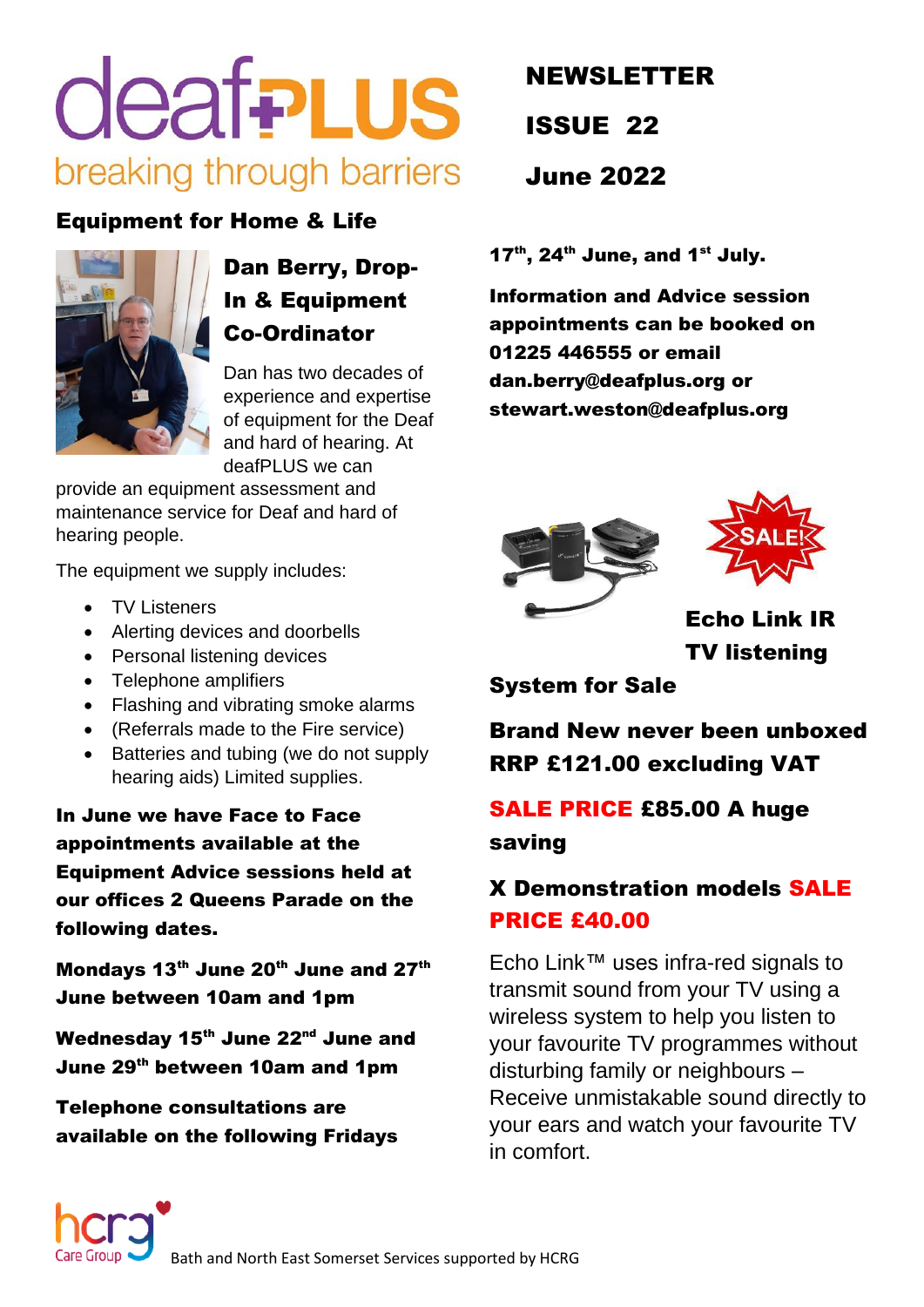# deafPLUS

breaking through barriers

**NEWSLETTER**

**ISSUE 22**

**June 2022**

## Equipment for Home & Life

### Dan Berry, Drop-In & Equipment Co-Ordinator

Dan has two decades of experience and expertise of equipment for the Deaf and hard of hearing. At deafPLUS we can provide an equipment assessment and maintenance service for Deaf and hard of hearing people.

The equipment we supply includes:

- TV Listeners
- Alerting devices and doorbells
- Personal listening devices
- Telephone amplifiers
- Flashing and vibrating smoke alarms
- (Referrals made to the Fire service)
- Batteries and tubing (we do not supply hearing aids) Limited supplies.

**In June we have Face to Face appointments available at the Equipment Advice sessions held at our offices 2 Queens Parade on the following dates.**

**Mondays 13th June 20th June and 27th June between 10am and 1pm**

**Wednesday 15th June 22nd June and June 29th between 10am and 1pm**

**Telephone consultations are available on the following Fridays**

**17th, 24th June, and 1st July.**

**Information and Advice session appointments can be booked on 01225 446555 or email dan.berry@deafplus.org or stewart.weston@deafplus.org**

SALE!

### Echo Link IR TV listening System for Sale

**Brand New never been unboxed RRP £121.00 excluding VAT**

**SALE PRICE £85.00 A huge saving**

**X Demonstration models SALE PRICE £40.00**

Echo Link™ uses infra-red signals to transmit sound from your TV using a wireless system to help you listen to your favourite TV programmes without disturbing family or neighbours – Receive unmistakable sound directly to your ears and watch your favourite TV in comfort.

hcrg Care Group Bath and North East Somerset Services supported by HCRG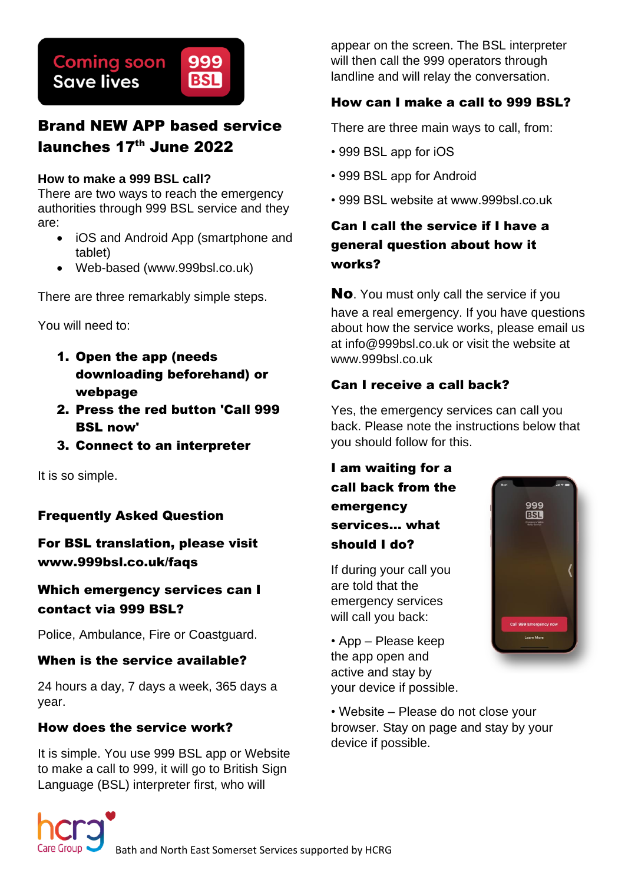Coming soon
Save lives
999 BSL

## Brand NEW APP based service launches 17th June 2022

**How to make a 999 BSL call?**
There are two ways to reach the emergency authorities through 999 BSL service and they are:

- iOS and Android App (smartphone and tablet)
- Web-based (www.999bsl.co.uk)

There are three remarkably simple steps.

You will need to:

1. **Open the app (needs downloading beforehand) or webpage**
2. **Press the red button 'Call 999 BSL now'**
3. **Connect to an interpreter**

It is so simple.

### Frequently Asked Question

### For BSL translation, please visit www.999bsl.co.uk/faqs

### Which emergency services can I contact via 999 BSL?

Police, Ambulance, Fire or Coastguard.

### When is the service available?

24 hours a day, 7 days a week, 365 days a year.

### How does the service work?

It is simple. You use 999 BSL app or Website to make a call to 999, it will go to British Sign Language (BSL) interpreter first, who will appear on the screen. The BSL interpreter will then call the 999 operators through landline and will relay the conversation.

### How can I make a call to 999 BSL?

There are three main ways to call, from:

- 999 BSL app for iOS
- 999 BSL app for Android
- 999 BSL website at www.999bsl.co.uk

### Can I call the service if I have a general question about how it works?

**No**. You must only call the service if you have a real emergency. If you have questions about how the service works, please email us at info@999bsl.co.uk or visit the website at www.999bsl.co.uk

### Can I receive a call back?

Yes, the emergency services can call you back. Please note the instructions below that you should follow for this.

### I am waiting for a call back from the emergency services… what should I do?

If during your call you are told that the emergency services will call you back:

- App – Please keep the app open and active and stay by your device if possible.
- Website – Please do not close your browser. Stay on page and stay by your device if possible.

Bath and North East Somerset Services supported by HCRG